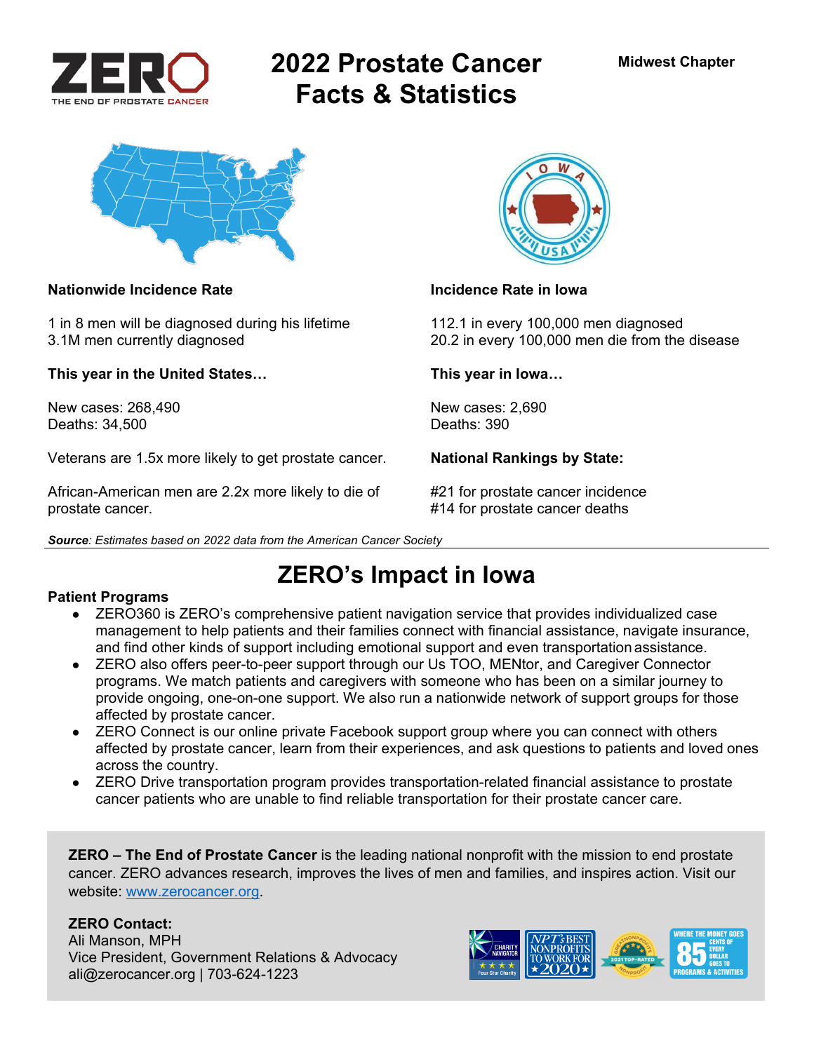# 2022 Prostate Cancer Facts & Statistics

Midwest Chapter

**Nationwide Incidence Rate**

1 in 8 men will be diagnosed during his lifetime
3.1M men currently diagnosed

**This year in the United States…**

New cases: 268,490
Deaths: 34,500

Veterans are 1.5x more likely to get prostate cancer.

African-American men are 2.2x more likely to die of prostate cancer.

**Incidence Rate in Iowa**

112.1 in every 100,000 men diagnosed
20.2 in every 100,000 men die from the disease

**This year in Iowa…**

New cases: 2,690
Deaths: 390

**National Rankings by State:**

#21 for prostate cancer incidence
#14 for prostate cancer deaths

***Source****: Estimates based on 2022 data from the American Cancer Society*

## ZERO's Impact in Iowa

**Patient Programs**

- ZERO360 is ZERO's comprehensive patient navigation service that provides individualized case management to help patients and their families connect with financial assistance, navigate insurance, and find other kinds of support including emotional support and even transportation assistance.
- ZERO also offers peer-to-peer support through our Us TOO, MENtor, and Caregiver Connector programs. We match patients and caregivers with someone who has been on a similar journey to provide ongoing, one-on-one support. We also run a nationwide network of support groups for those affected by prostate cancer.
- ZERO Connect is our online private Facebook support group where you can connect with others affected by prostate cancer, learn from their experiences, and ask questions to patients and loved ones across the country.
- ZERO Drive transportation program provides transportation-related financial assistance to prostate cancer patients who are unable to find reliable transportation for their prostate cancer care.

**ZERO – The End of Prostate Cancer** is the leading national nonprofit with the mission to end prostate cancer. ZERO advances research, improves the lives of men and families, and inspires action. Visit our website: [www.zerocancer.org](http://www.zerocancer.org).

**ZERO Contact:**
Ali Manson, MPH
Vice President, Government Relations & Advocacy
ali@zerocancer.org | 703-624-1223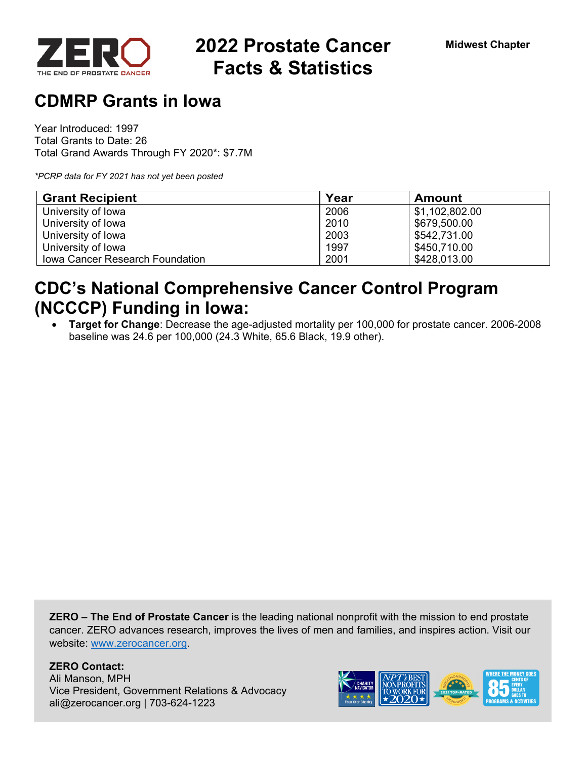# 2022 Prostate Cancer Facts & Statistics

Midwest Chapter

## CDMRP Grants in Iowa

Year Introduced: 1997
Total Grants to Date: 26
Total Grand Awards Through FY 2020*: $7.7M

*\*PCRP data for FY 2021 has not yet been posted*

| Grant Recipient | Year | Amount |
|---|---|---|
| University of Iowa | 2006 | $1,102,802.00 |
| University of Iowa | 2010 | $679,500.00 |
| University of Iowa | 2003 | $542,731.00 |
| University of Iowa | 1997 | $450,710.00 |
| Iowa Cancer Research Foundation | 2001 | $428,013.00 |

## CDC's National Comprehensive Cancer Control Program (NCCCP) Funding in Iowa:

- **Target for Change**: Decrease the age-adjusted mortality per 100,000 for prostate cancer. 2006-2008 baseline was 24.6 per 100,000 (24.3 White, 65.6 Black, 19.9 other).

**ZERO – The End of Prostate Cancer** is the leading national nonprofit with the mission to end prostate cancer. ZERO advances research, improves the lives of men and families, and inspires action. Visit our website: www.zerocancer.org.

**ZERO Contact:**
Ali Manson, MPH
Vice President, Government Relations & Advocacy
ali@zerocancer.org | 703-624-1223